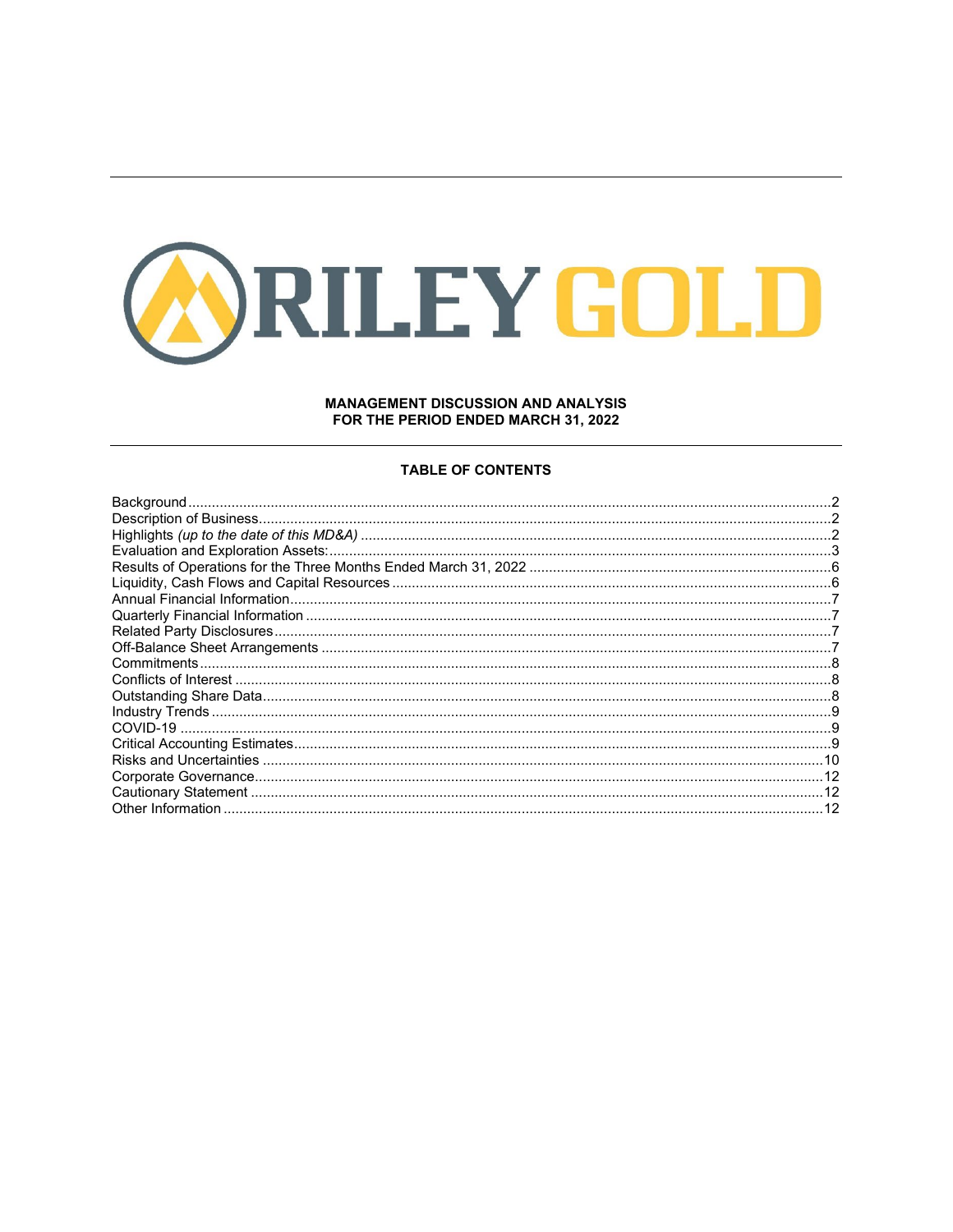RILEY GOLD

**MANAGEMENT DISCUSSION AND ANALYSIS**
**FOR THE PERIOD ENDED MARCH 31, 2022**

## TABLE OF CONTENTS

| | |
|---|---|
| Background | 2 |
| Description of Business | 2 |
| Highlights *(up to the date of this MD&A)* | 2 |
| Evaluation and Exploration Assets: | 3 |
| Results of Operations for the Three Months Ended March 31, 2022 | 6 |
| Liquidity, Cash Flows and Capital Resources | 6 |
| Annual Financial Information | 7 |
| Quarterly Financial Information | 7 |
| Related Party Disclosures | 7 |
| Off-Balance Sheet Arrangements | 7 |
| Commitments | 8 |
| Conflicts of Interest | 8 |
| Outstanding Share Data | 8 |
| Industry Trends | 9 |
| COVID-19 | 9 |
| Critical Accounting Estimates | 9 |
| Risks and Uncertainties | 10 |
| Corporate Governance | 12 |
| Cautionary Statement | 12 |
| Other Information | 12 |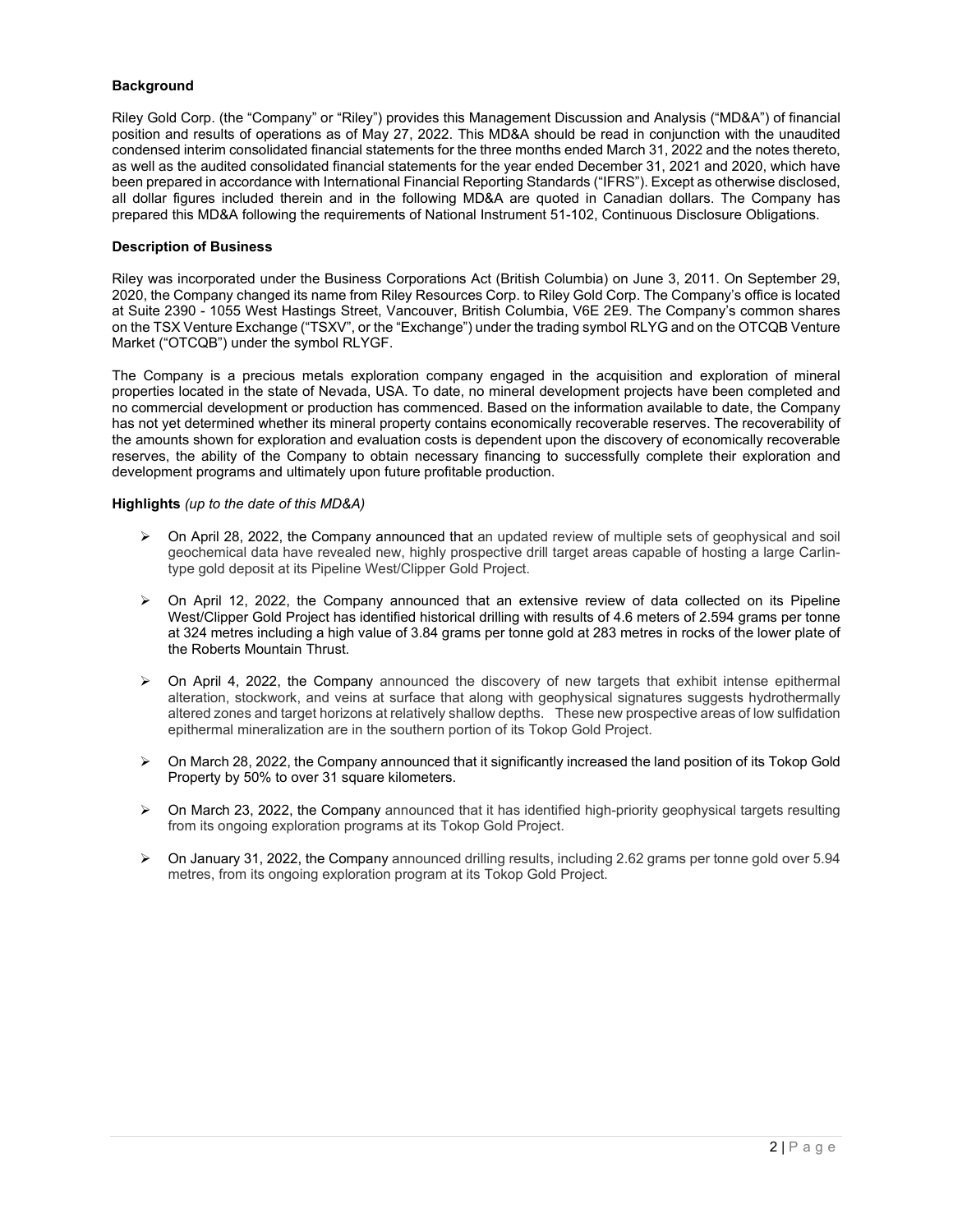**Background**

Riley Gold Corp. (the "Company" or "Riley") provides this Management Discussion and Analysis ("MD&A") of financial position and results of operations as of May 27, 2022. This MD&A should be read in conjunction with the unaudited condensed interim consolidated financial statements for the three months ended March 31, 2022 and the notes thereto, as well as the audited consolidated financial statements for the year ended December 31, 2021 and 2020, which have been prepared in accordance with International Financial Reporting Standards ("IFRS"). Except as otherwise disclosed, all dollar figures included therein and in the following MD&A are quoted in Canadian dollars. The Company has prepared this MD&A following the requirements of National Instrument 51-102, Continuous Disclosure Obligations.

**Description of Business**

Riley was incorporated under the Business Corporations Act (British Columbia) on June 3, 2011. On September 29, 2020, the Company changed its name from Riley Resources Corp. to Riley Gold Corp. The Company's office is located at Suite 2390 - 1055 West Hastings Street, Vancouver, British Columbia, V6E 2E9. The Company's common shares on the TSX Venture Exchange ("TSXV", or the "Exchange") under the trading symbol RLYG and on the OTCQB Venture Market ("OTCQB") under the symbol RLYGF.

The Company is a precious metals exploration company engaged in the acquisition and exploration of mineral properties located in the state of Nevada, USA. To date, no mineral development projects have been completed and no commercial development or production has commenced. Based on the information available to date, the Company has not yet determined whether its mineral property contains economically recoverable reserves. The recoverability of the amounts shown for exploration and evaluation costs is dependent upon the discovery of economically recoverable reserves, the ability of the Company to obtain necessary financing to successfully complete their exploration and development programs and ultimately upon future profitable production.

**Highlights** *(up to the date of this MD&A)*

- On April 28, 2022, the Company announced that an updated review of multiple sets of geophysical and soil geochemical data have revealed new, highly prospective drill target areas capable of hosting a large Carlin-type gold deposit at its Pipeline West/Clipper Gold Project.
- On April 12, 2022, the Company announced that an extensive review of data collected on its Pipeline West/Clipper Gold Project has identified historical drilling with results of 4.6 meters of 2.594 grams per tonne at 324 metres including a high value of 3.84 grams per tonne gold at 283 metres in rocks of the lower plate of the Roberts Mountain Thrust.
- On April 4, 2022, the Company announced the discovery of new targets that exhibit intense epithermal alteration, stockwork, and veins at surface that along with geophysical signatures suggests hydrothermally altered zones and target horizons at relatively shallow depths. These new prospective areas of low sulfidation epithermal mineralization are in the southern portion of its Tokop Gold Project.
- On March 28, 2022, the Company announced that it significantly increased the land position of its Tokop Gold Property by 50% to over 31 square kilometers.
- On March 23, 2022, the Company announced that it has identified high-priority geophysical targets resulting from its ongoing exploration programs at its Tokop Gold Project.
- On January 31, 2022, the Company announced drilling results, including 2.62 grams per tonne gold over 5.94 metres, from its ongoing exploration program at its Tokop Gold Project.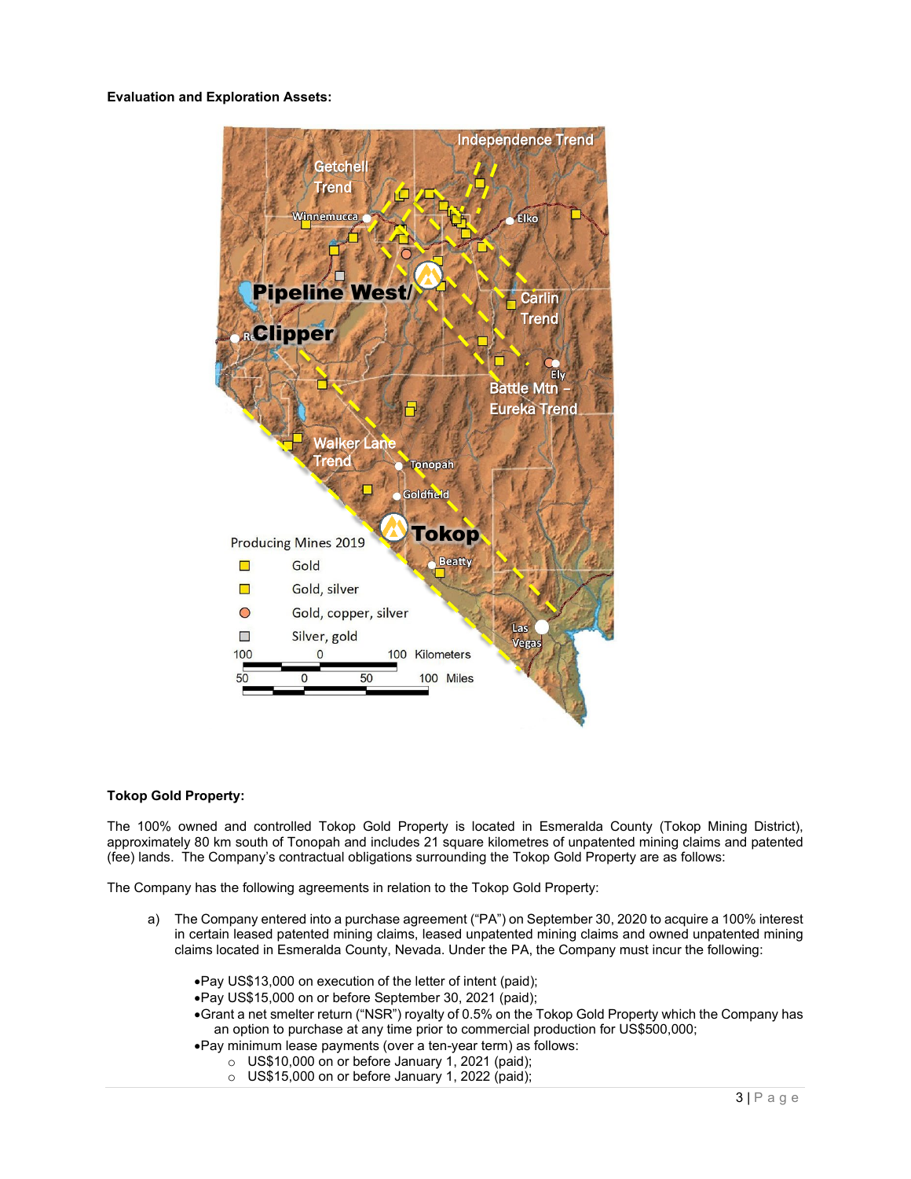**Evaluation and Exploration Assets:**

**Tokop Gold Property:**

The 100% owned and controlled Tokop Gold Property is located in Esmeralda County (Tokop Mining District), approximately 80 km south of Tonopah and includes 21 square kilometres of unpatented mining claims and patented (fee) lands. The Company's contractual obligations surrounding the Tokop Gold Property are as follows:

The Company has the following agreements in relation to the Tokop Gold Property:

a) The Company entered into a purchase agreement ("PA") on September 30, 2020 to acquire a 100% interest in certain leased patented mining claims, leased unpatented mining claims and owned unpatented mining claims located in Esmeralda County, Nevada. Under the PA, the Company must incur the following:

- Pay US$13,000 on execution of the letter of intent (paid);
- Pay US$15,000 on or before September 30, 2021 (paid);
- Grant a net smelter return ("NSR") royalty of 0.5% on the Tokop Gold Property which the Company has an option to purchase at any time prior to commercial production for US$500,000;
- Pay minimum lease payments (over a ten-year term) as follows:
  - US$10,000 on or before January 1, 2021 (paid);
  - US$15,000 on or before January 1, 2022 (paid);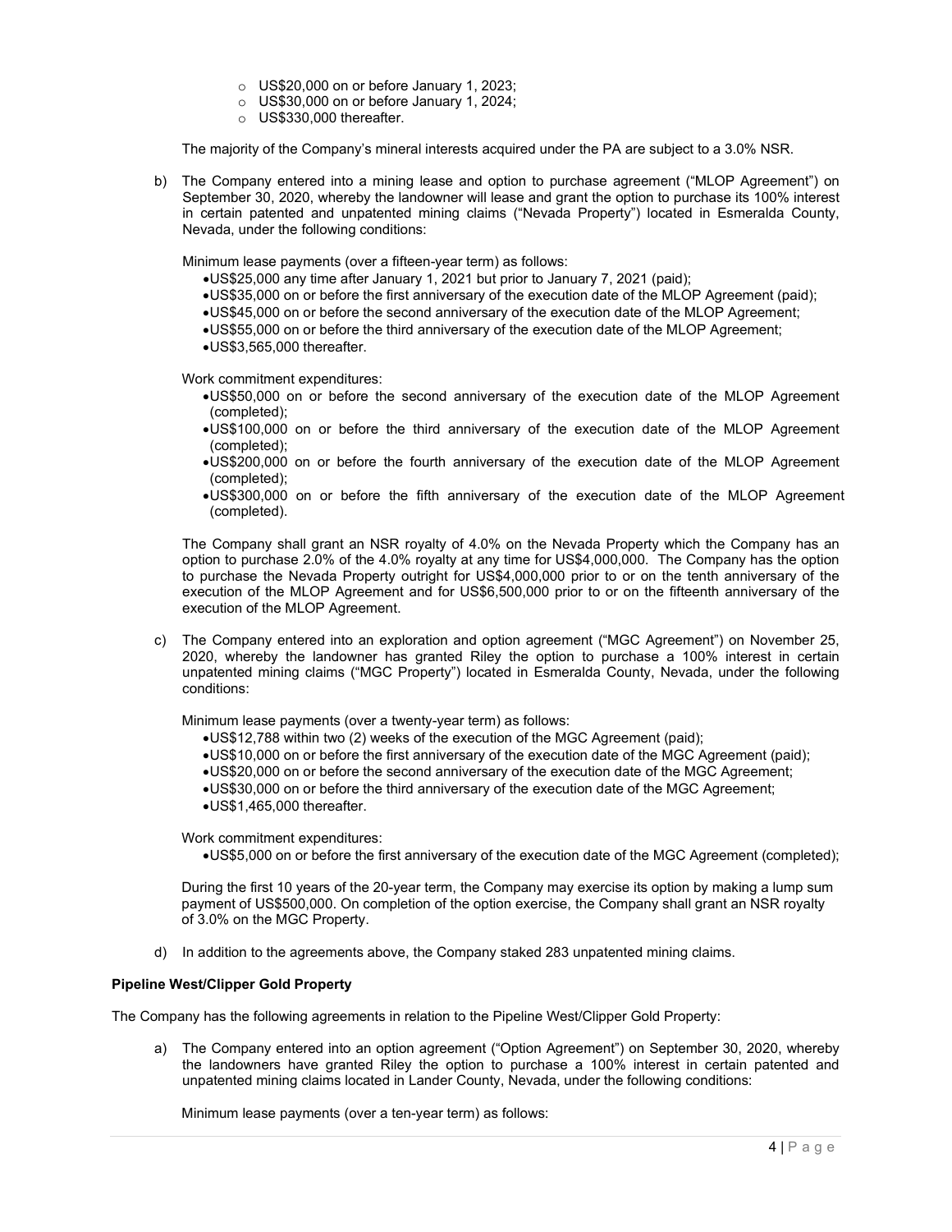- US$20,000 on or before January 1, 2023;
- US$30,000 on or before January 1, 2024;
- US$330,000 thereafter.

The majority of the Company's mineral interests acquired under the PA are subject to a 3.0% NSR.

b) The Company entered into a mining lease and option to purchase agreement ("MLOP Agreement") on September 30, 2020, whereby the landowner will lease and grant the option to purchase its 100% interest in certain patented and unpatented mining claims ("Nevada Property") located in Esmeralda County, Nevada, under the following conditions:

Minimum lease payments (over a fifteen-year term) as follows:

- US$25,000 any time after January 1, 2021 but prior to January 7, 2021 (paid);
- US$35,000 on or before the first anniversary of the execution date of the MLOP Agreement (paid);
- US$45,000 on or before the second anniversary of the execution date of the MLOP Agreement;
- US$55,000 on or before the third anniversary of the execution date of the MLOP Agreement;
- US$3,565,000 thereafter.

Work commitment expenditures:

- US$50,000 on or before the second anniversary of the execution date of the MLOP Agreement (completed);
- US$100,000 on or before the third anniversary of the execution date of the MLOP Agreement (completed);
- US$200,000 on or before the fourth anniversary of the execution date of the MLOP Agreement (completed);
- US$300,000 on or before the fifth anniversary of the execution date of the MLOP Agreement (completed).

The Company shall grant an NSR royalty of 4.0% on the Nevada Property which the Company has an option to purchase 2.0% of the 4.0% royalty at any time for US$4,000,000. The Company has the option to purchase the Nevada Property outright for US$4,000,000 prior to or on the tenth anniversary of the execution of the MLOP Agreement and for US$6,500,000 prior to or on the fifteenth anniversary of the execution of the MLOP Agreement.

c) The Company entered into an exploration and option agreement ("MGC Agreement") on November 25, 2020, whereby the landowner has granted Riley the option to purchase a 100% interest in certain unpatented mining claims ("MGC Property") located in Esmeralda County, Nevada, under the following conditions:

Minimum lease payments (over a twenty-year term) as follows:

- US$12,788 within two (2) weeks of the execution of the MGC Agreement (paid);
- US$10,000 on or before the first anniversary of the execution date of the MGC Agreement (paid);
- US$20,000 on or before the second anniversary of the execution date of the MGC Agreement;
- US$30,000 on or before the third anniversary of the execution date of the MGC Agreement;
- US$1,465,000 thereafter.

Work commitment expenditures:

- US$5,000 on or before the first anniversary of the execution date of the MGC Agreement (completed);

During the first 10 years of the 20-year term, the Company may exercise its option by making a lump sum payment of US$500,000. On completion of the option exercise, the Company shall grant an NSR royalty of 3.0% on the MGC Property.

d) In addition to the agreements above, the Company staked 283 unpatented mining claims.

**Pipeline West/Clipper Gold Property**

The Company has the following agreements in relation to the Pipeline West/Clipper Gold Property:

a) The Company entered into an option agreement ("Option Agreement") on September 30, 2020, whereby the landowners have granted Riley the option to purchase a 100% interest in certain patented and unpatented mining claims located in Lander County, Nevada, under the following conditions:

Minimum lease payments (over a ten-year term) as follows: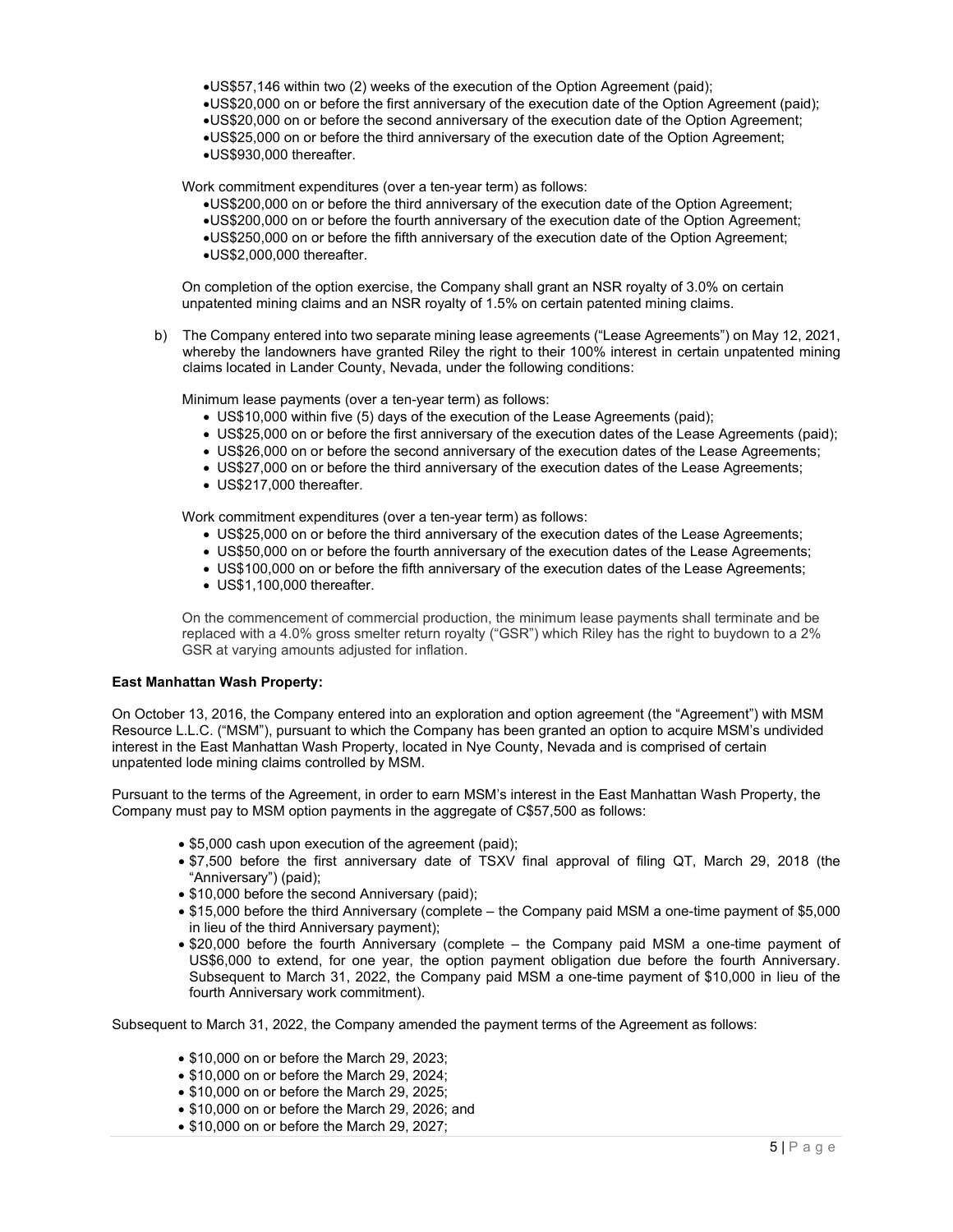- US$57,146 within two (2) weeks of the execution of the Option Agreement (paid);
- US$20,000 on or before the first anniversary of the execution date of the Option Agreement (paid);
- US$20,000 on or before the second anniversary of the execution date of the Option Agreement;
- US$25,000 on or before the third anniversary of the execution date of the Option Agreement;
- US$930,000 thereafter.

Work commitment expenditures (over a ten-year term) as follows:

- US$200,000 on or before the third anniversary of the execution date of the Option Agreement;
- US$200,000 on or before the fourth anniversary of the execution date of the Option Agreement;
- US$250,000 on or before the fifth anniversary of the execution date of the Option Agreement;
- US$2,000,000 thereafter.

On completion of the option exercise, the Company shall grant an NSR royalty of 3.0% on certain unpatented mining claims and an NSR royalty of 1.5% on certain patented mining claims.

b) The Company entered into two separate mining lease agreements ("Lease Agreements") on May 12, 2021, whereby the landowners have granted Riley the right to their 100% interest in certain unpatented mining claims located in Lander County, Nevada, under the following conditions:

Minimum lease payments (over a ten-year term) as follows:

- US$10,000 within five (5) days of the execution of the Lease Agreements (paid);
- US$25,000 on or before the first anniversary of the execution dates of the Lease Agreements (paid);
- US$26,000 on or before the second anniversary of the execution dates of the Lease Agreements;
- US$27,000 on or before the third anniversary of the execution dates of the Lease Agreements;
- US$217,000 thereafter.

Work commitment expenditures (over a ten-year term) as follows:

- US$25,000 on or before the third anniversary of the execution dates of the Lease Agreements;
- US$50,000 on or before the fourth anniversary of the execution dates of the Lease Agreements;
- US$100,000 on or before the fifth anniversary of the execution dates of the Lease Agreements;
- US$1,100,000 thereafter.

On the commencement of commercial production, the minimum lease payments shall terminate and be replaced with a 4.0% gross smelter return royalty ("GSR") which Riley has the right to buydown to a 2% GSR at varying amounts adjusted for inflation.

**East Manhattan Wash Property:**

On October 13, 2016, the Company entered into an exploration and option agreement (the "Agreement") with MSM Resource L.L.C. ("MSM"), pursuant to which the Company has been granted an option to acquire MSM's undivided interest in the East Manhattan Wash Property, located in Nye County, Nevada and is comprised of certain unpatented lode mining claims controlled by MSM.

Pursuant to the terms of the Agreement, in order to earn MSM's interest in the East Manhattan Wash Property, the Company must pay to MSM option payments in the aggregate of C$57,500 as follows:

- $5,000 cash upon execution of the agreement (paid);
- $7,500 before the first anniversary date of TSXV final approval of filing QT, March 29, 2018 (the "Anniversary") (paid);
- $10,000 before the second Anniversary (paid);
- $15,000 before the third Anniversary (complete – the Company paid MSM a one-time payment of $5,000 in lieu of the third Anniversary payment);
- $20,000 before the fourth Anniversary (complete – the Company paid MSM a one-time payment of US$6,000 to extend, for one year, the option payment obligation due before the fourth Anniversary. Subsequent to March 31, 2022, the Company paid MSM a one-time payment of $10,000 in lieu of the fourth Anniversary work commitment).

Subsequent to March 31, 2022, the Company amended the payment terms of the Agreement as follows:

- $10,000 on or before the March 29, 2023;
- $10,000 on or before the March 29, 2024;
- $10,000 on or before the March 29, 2025;
- $10,000 on or before the March 29, 2026; and
- $10,000 on or before the March 29, 2027;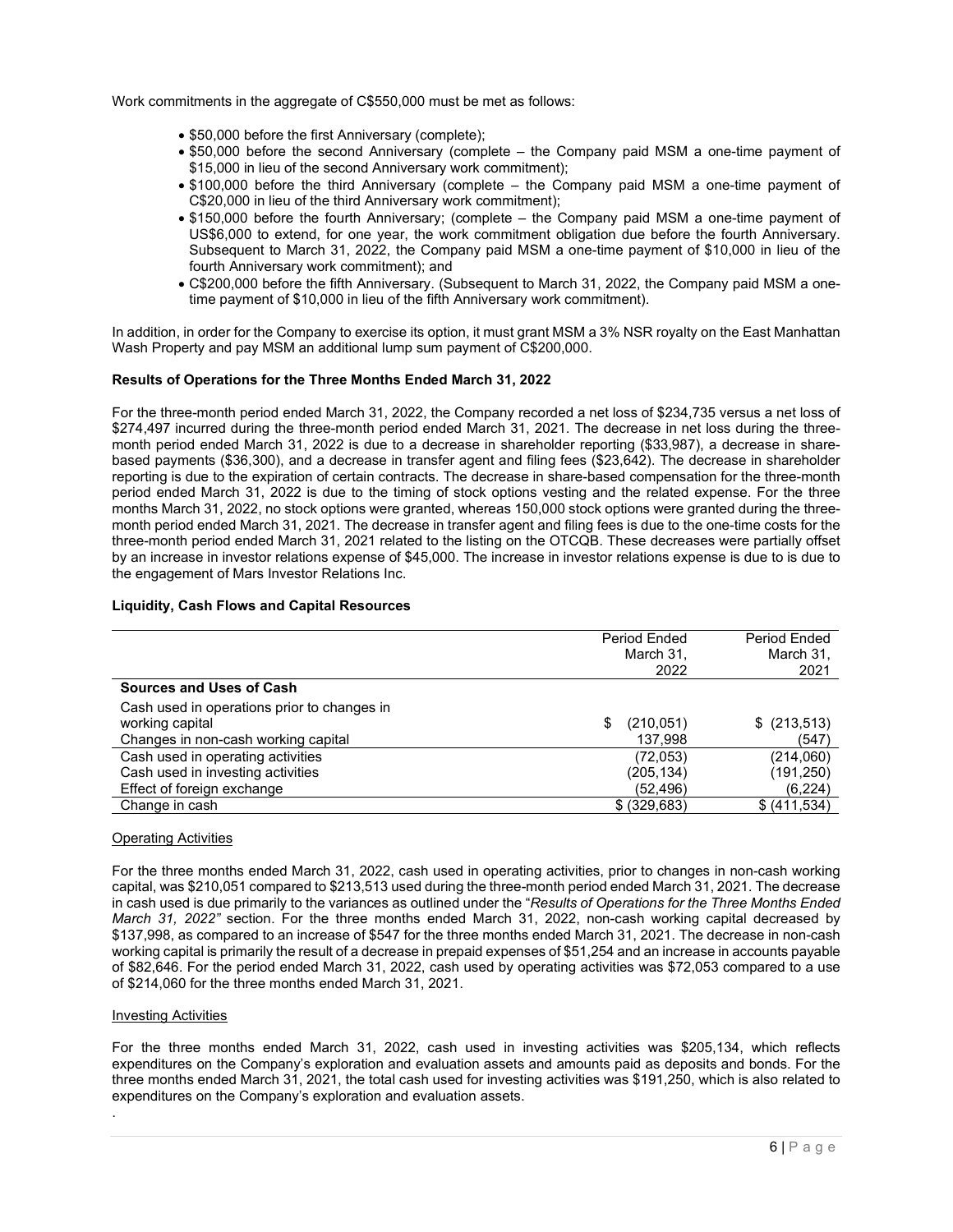Work commitments in the aggregate of C$550,000 must be met as follows:

- $50,000 before the first Anniversary (complete);
- $50,000 before the second Anniversary (complete – the Company paid MSM a one-time payment of $15,000 in lieu of the second Anniversary work commitment);
- $100,000 before the third Anniversary (complete – the Company paid MSM a one-time payment of C$20,000 in lieu of the third Anniversary work commitment);
- $150,000 before the fourth Anniversary; (complete – the Company paid MSM a one-time payment of US$6,000 to extend, for one year, the work commitment obligation due before the fourth Anniversary. Subsequent to March 31, 2022, the Company paid MSM a one-time payment of $10,000 in lieu of the fourth Anniversary work commitment); and
- C$200,000 before the fifth Anniversary. (Subsequent to March 31, 2022, the Company paid MSM a one-time payment of $10,000 in lieu of the fifth Anniversary work commitment).

In addition, in order for the Company to exercise its option, it must grant MSM a 3% NSR royalty on the East Manhattan Wash Property and pay MSM an additional lump sum payment of C$200,000.

**Results of Operations for the Three Months Ended March 31, 2022**

For the three-month period ended March 31, 2022, the Company recorded a net loss of $234,735 versus a net loss of $274,497 incurred during the three-month period ended March 31, 2021. The decrease in net loss during the three-month period ended March 31, 2022 is due to a decrease in shareholder reporting ($33,987), a decrease in share-based payments ($36,300), and a decrease in transfer agent and filing fees ($23,642). The decrease in shareholder reporting is due to the expiration of certain contracts. The decrease in share-based compensation for the three-month period ended March 31, 2022 is due to the timing of stock options vesting and the related expense. For the three months March 31, 2022, no stock options were granted, whereas 150,000 stock options were granted during the three-month period ended March 31, 2021. The decrease in transfer agent and filing fees is due to the one-time costs for the three-month period ended March 31, 2021 related to the listing on the OTCQB. These decreases were partially offset by an increase in investor relations expense of $45,000. The increase in investor relations expense is due to is due to the engagement of Mars Investor Relations Inc.

**Liquidity, Cash Flows and Capital Resources**

| | Period Ended March 31, 2022 | Period Ended March 31, 2021 |
|---|---|---|
| **Sources and Uses of Cash** | | |
| Cash used in operations prior to changes in working capital | $ (210,051) | $ (213,513) |
| Changes in non-cash working capital | 137,998 | (547) |
| Cash used in operating activities | (72,053) | (214,060) |
| Cash used in investing activities | (205,134) | (191,250) |
| Effect of foreign exchange | (52,496) | (6,224) |
| Change in cash | $ (329,683) | $ (411,534) |

Operating Activities

For the three months ended March 31, 2022, cash used in operating activities, prior to changes in non-cash working capital, was $210,051 compared to $213,513 used during the three-month period ended March 31, 2021. The decrease in cash used is due primarily to the variances as outlined under the "*Results of Operations for the Three Months Ended March 31, 2022"* section. For the three months ended March 31, 2022, non-cash working capital decreased by $137,998, as compared to an increase of $547 for the three months ended March 31, 2021. The decrease in non-cash working capital is primarily the result of a decrease in prepaid expenses of $51,254 and an increase in accounts payable of $82,646. For the period ended March 31, 2022, cash used by operating activities was $72,053 compared to a use of $214,060 for the three months ended March 31, 2021.

Investing Activities

For the three months ended March 31, 2022, cash used in investing activities was $205,134, which reflects expenditures on the Company's exploration and evaluation assets and amounts paid as deposits and bonds. For the three months ended March 31, 2021, the total cash used for investing activities was $191,250, which is also related to expenditures on the Company's exploration and evaluation assets.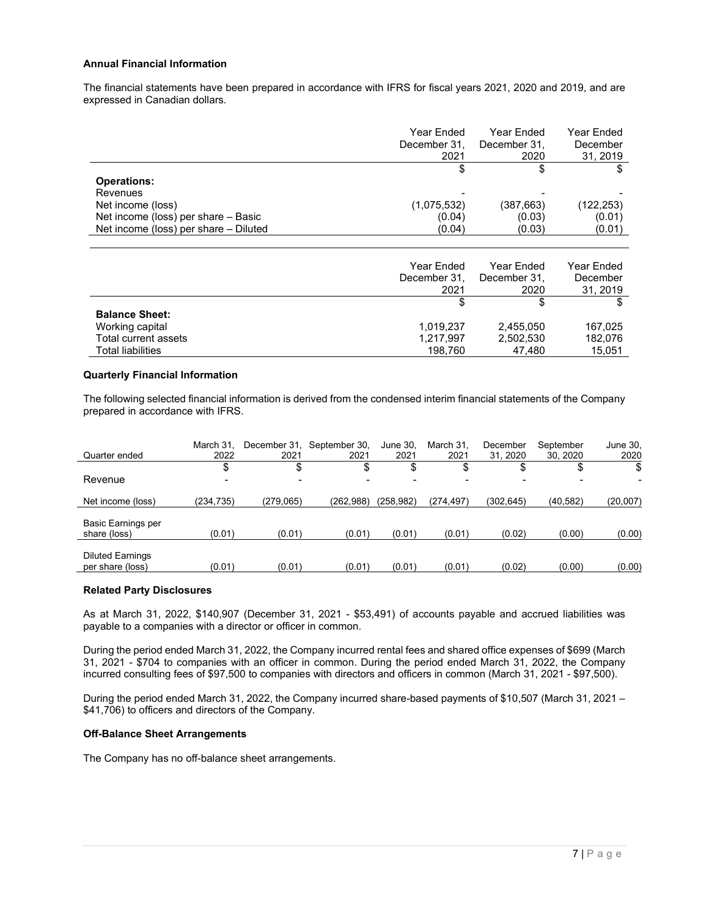### Annual Financial Information

The financial statements have been prepared in accordance with IFRS for fiscal years 2021, 2020 and 2019, and are expressed in Canadian dollars.

| | Year Ended December 31, 2021 | Year Ended December 31, 2020 | Year Ended December 31, 2019 |
|---|---|---|---|
| | $ | $ | $ |
| **Operations:** | | | |
| Revenues | - | - | - |
| Net income (loss) | (1,075,532) | (387,663) | (122,253) |
| Net income (loss) per share – Basic | (0.04) | (0.03) | (0.01) |
| Net income (loss) per share – Diluted | (0.04) | (0.03) | (0.01) |

| | Year Ended December 31, 2021 | Year Ended December 31, 2020 | Year Ended December 31, 2019 |
|---|---|---|---|
| | $ | $ | $ |
| **Balance Sheet:** | | | |
| Working capital | 1,019,237 | 2,455,050 | 167,025 |
| Total current assets | 1,217,997 | 2,502,530 | 182,076 |
| Total liabilities | 198,760 | 47,480 | 15,051 |

### Quarterly Financial Information

The following selected financial information is derived from the condensed interim financial statements of the Company prepared in accordance with IFRS.

| Quarter ended | March 31, 2022 | December 31, 2021 | September 30, 2021 | June 30, 2021 | March 31, 2021 | December 31, 2020 | September 30, 2020 | June 30, 2020 |
|---|---|---|---|---|---|---|---|---|
| | $ | $ | $ | $ | $ | $ | $ | $ |
| Revenue | - | - | - | - | - | - | - | - |
| Net income (loss) | (234,735) | (279,065) | (262,988) | (258,982) | (274,497) | (302,645) | (40,582) | (20,007) |
| Basic Earnings per share (loss) | (0.01) | (0.01) | (0.01) | (0.01) | (0.01) | (0.02) | (0.00) | (0.00) |
| Diluted Earnings per share (loss) | (0.01) | (0.01) | (0.01) | (0.01) | (0.01) | (0.02) | (0.00) | (0.00) |

### Related Party Disclosures

As at March 31, 2022, $140,907 (December 31, 2021 - $53,491) of accounts payable and accrued liabilities was payable to a companies with a director or officer in common.

During the period ended March 31, 2022, the Company incurred rental fees and shared office expenses of $699 (March 31, 2021 - $704 to companies with an officer in common. During the period ended March 31, 2022, the Company incurred consulting fees of $97,500 to companies with directors and officers in common (March 31, 2021 - $97,500).

During the period ended March 31, 2022, the Company incurred share-based payments of $10,507 (March 31, 2021 – $41,706) to officers and directors of the Company.

### Off-Balance Sheet Arrangements

The Company has no off-balance sheet arrangements.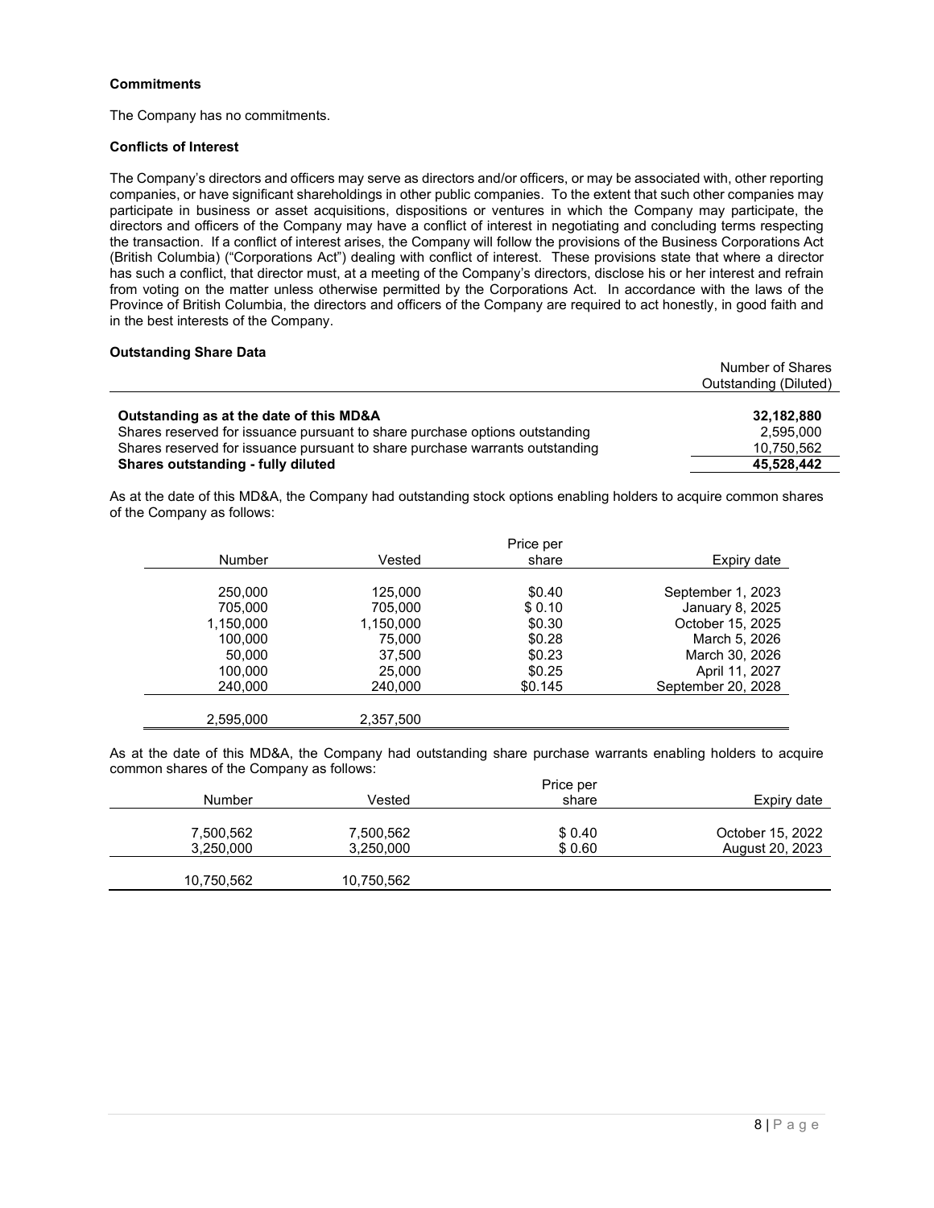**Commitments**

The Company has no commitments.

**Conflicts of Interest**

The Company's directors and officers may serve as directors and/or officers, or may be associated with, other reporting companies, or have significant shareholdings in other public companies. To the extent that such other companies may participate in business or asset acquisitions, dispositions or ventures in which the Company may participate, the directors and officers of the Company may have a conflict of interest in negotiating and concluding terms respecting the transaction. If a conflict of interest arises, the Company will follow the provisions of the Business Corporations Act (British Columbia) ("Corporations Act") dealing with conflict of interest. These provisions state that where a director has such a conflict, that director must, at a meeting of the Company's directors, disclose his or her interest and refrain from voting on the matter unless otherwise permitted by the Corporations Act. In accordance with the laws of the Province of British Columbia, the directors and officers of the Company are required to act honestly, in good faith and in the best interests of the Company.

**Outstanding Share Data**

| | Number of Shares Outstanding (Diluted) |
|---|---|
| **Outstanding as at the date of this MD&A** | **32,182,880** |
| Shares reserved for issuance pursuant to share purchase options outstanding | 2,595,000 |
| Shares reserved for issuance pursuant to share purchase warrants outstanding | 10,750,562 |
| **Shares outstanding - fully diluted** | **45,528,442** |

As at the date of this MD&A, the Company had outstanding stock options enabling holders to acquire common shares of the Company as follows:

| Number | Vested | Price per share | Expiry date |
|---|---|---|---|
| 250,000 | 125,000 | $0.40 | September 1, 2023 |
| 705,000 | 705,000 | $ 0.10 | January 8, 2025 |
| 1,150,000 | 1,150,000 | $0.30 | October 15, 2025 |
| 100,000 | 75,000 | $0.28 | March 5, 2026 |
| 50,000 | 37,500 | $0.23 | March 30, 2026 |
| 100,000 | 25,000 | $0.25 | April 11, 2027 |
| 240,000 | 240,000 | $0.145 | September 20, 2028 |
| 2,595,000 | 2,357,500 | | |

As at the date of this MD&A, the Company had outstanding share purchase warrants enabling holders to acquire common shares of the Company as follows:

| Number | Vested | Price per share | Expiry date |
|---|---|---|---|
| 7,500,562 | 7,500,562 | $ 0.40 | October 15, 2022 |
| 3,250,000 | 3,250,000 | $ 0.60 | August 20, 2023 |
| 10,750,562 | 10,750,562 | | |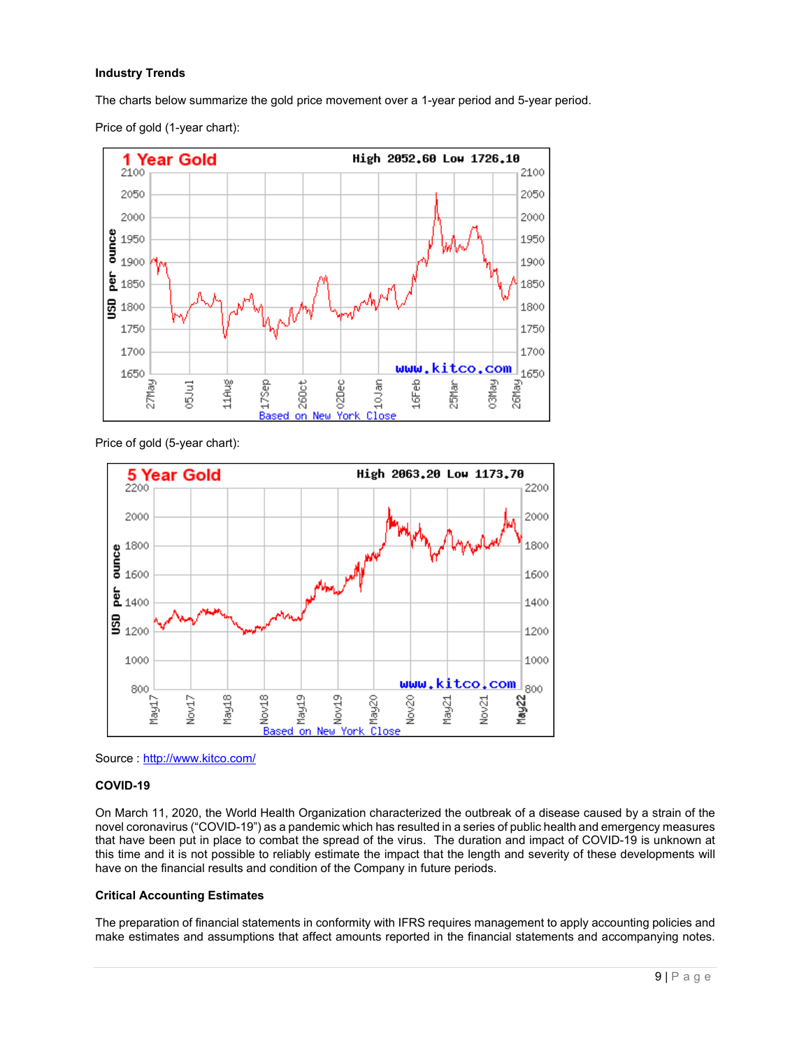**Industry Trends**

The charts below summarize the gold price movement over a 1-year period and 5-year period.

Price of gold (1-year chart):

Price of gold (5-year chart):

Source : http://www.kitco.com/

**COVID-19**

On March 11, 2020, the World Health Organization characterized the outbreak of a disease caused by a strain of the novel coronavirus ("COVID-19") as a pandemic which has resulted in a series of public health and emergency measures that have been put in place to combat the spread of the virus. The duration and impact of COVID-19 is unknown at this time and it is not possible to reliably estimate the impact that the length and severity of these developments will have on the financial results and condition of the Company in future periods.

**Critical Accounting Estimates**

The preparation of financial statements in conformity with IFRS requires management to apply accounting policies and make estimates and assumptions that affect amounts reported in the financial statements and accompanying notes.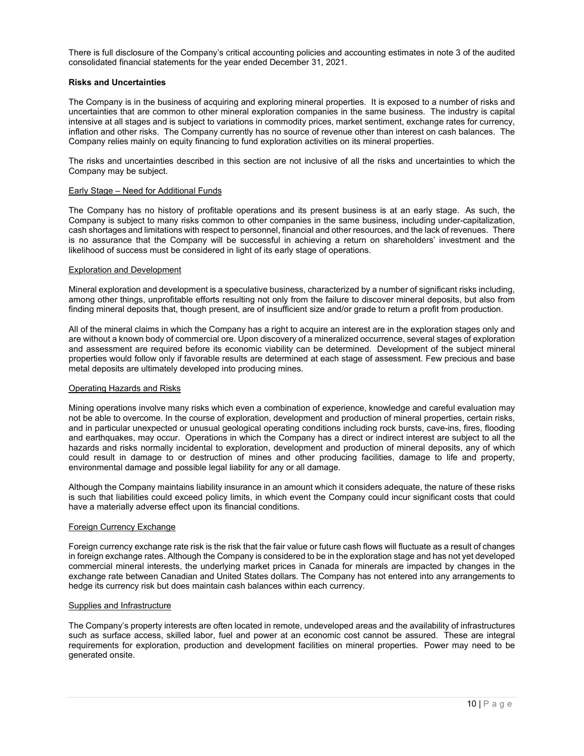There is full disclosure of the Company's critical accounting policies and accounting estimates in note 3 of the audited consolidated financial statements for the year ended December 31, 2021.

**Risks and Uncertainties**

The Company is in the business of acquiring and exploring mineral properties. It is exposed to a number of risks and uncertainties that are common to other mineral exploration companies in the same business. The industry is capital intensive at all stages and is subject to variations in commodity prices, market sentiment, exchange rates for currency, inflation and other risks. The Company currently has no source of revenue other than interest on cash balances. The Company relies mainly on equity financing to fund exploration activities on its mineral properties.

The risks and uncertainties described in this section are not inclusive of all the risks and uncertainties to which the Company may be subject.

<u>Early Stage – Need for Additional Funds</u>

The Company has no history of profitable operations and its present business is at an early stage. As such, the Company is subject to many risks common to other companies in the same business, including under-capitalization, cash shortages and limitations with respect to personnel, financial and other resources, and the lack of revenues. There is no assurance that the Company will be successful in achieving a return on shareholders' investment and the likelihood of success must be considered in light of its early stage of operations.

<u>Exploration and Development</u>

Mineral exploration and development is a speculative business, characterized by a number of significant risks including, among other things, unprofitable efforts resulting not only from the failure to discover mineral deposits, but also from finding mineral deposits that, though present, are of insufficient size and/or grade to return a profit from production.

All of the mineral claims in which the Company has a right to acquire an interest are in the exploration stages only and are without a known body of commercial ore. Upon discovery of a mineralized occurrence, several stages of exploration and assessment are required before its economic viability can be determined. Development of the subject mineral properties would follow only if favorable results are determined at each stage of assessment. Few precious and base metal deposits are ultimately developed into producing mines.

<u>Operating Hazards and Risks</u>

Mining operations involve many risks which even a combination of experience, knowledge and careful evaluation may not be able to overcome. In the course of exploration, development and production of mineral properties, certain risks, and in particular unexpected or unusual geological operating conditions including rock bursts, cave-ins, fires, flooding and earthquakes, may occur. Operations in which the Company has a direct or indirect interest are subject to all the hazards and risks normally incidental to exploration, development and production of mineral deposits, any of which could result in damage to or destruction of mines and other producing facilities, damage to life and property, environmental damage and possible legal liability for any or all damage.

Although the Company maintains liability insurance in an amount which it considers adequate, the nature of these risks is such that liabilities could exceed policy limits, in which event the Company could incur significant costs that could have a materially adverse effect upon its financial conditions.

<u>Foreign Currency Exchange</u>

Foreign currency exchange rate risk is the risk that the fair value or future cash flows will fluctuate as a result of changes in foreign exchange rates. Although the Company is considered to be in the exploration stage and has not yet developed commercial mineral interests, the underlying market prices in Canada for minerals are impacted by changes in the exchange rate between Canadian and United States dollars. The Company has not entered into any arrangements to hedge its currency risk but does maintain cash balances within each currency.

<u>Supplies and Infrastructure</u>

The Company's property interests are often located in remote, undeveloped areas and the availability of infrastructures such as surface access, skilled labor, fuel and power at an economic cost cannot be assured. These are integral requirements for exploration, production and development facilities on mineral properties. Power may need to be generated onsite.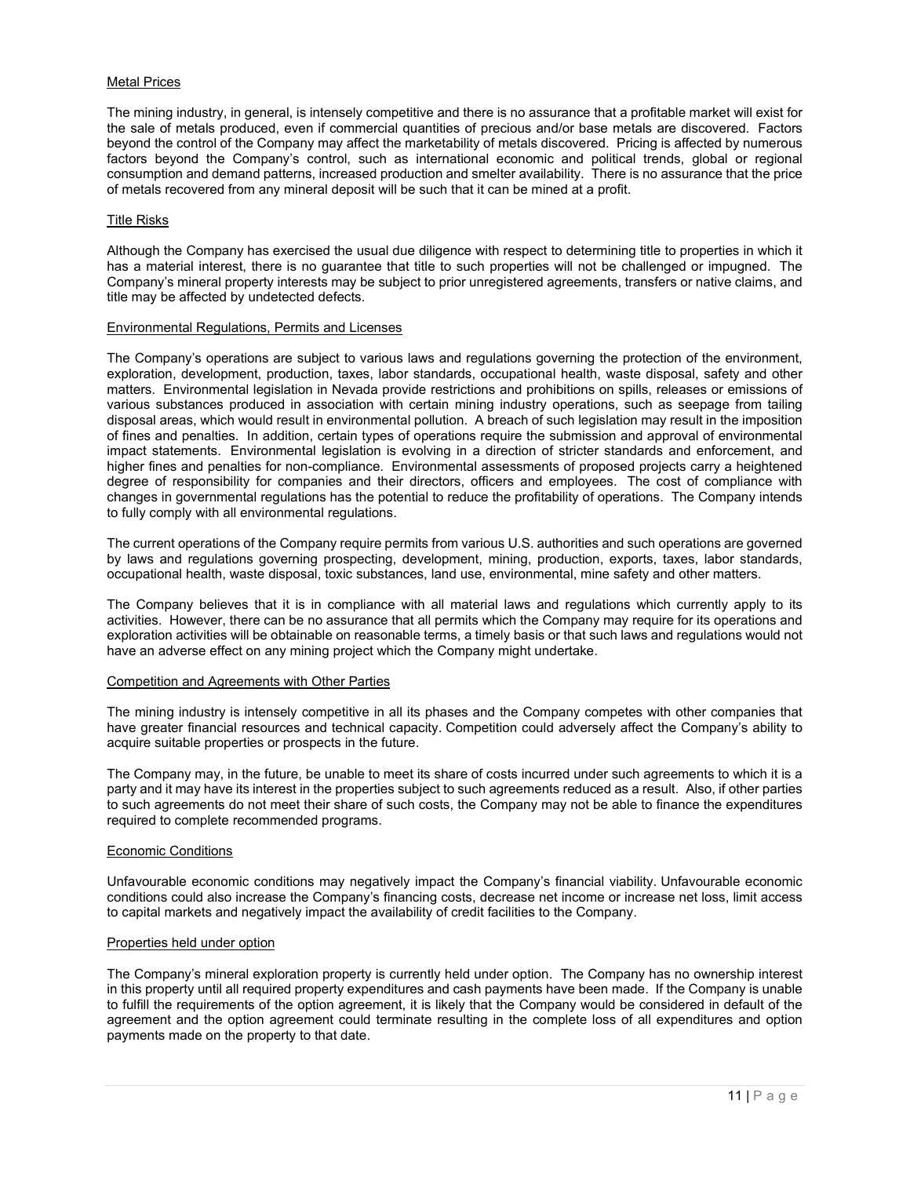### Metal Prices

The mining industry, in general, is intensely competitive and there is no assurance that a profitable market will exist for the sale of metals produced, even if commercial quantities of precious and/or base metals are discovered. Factors beyond the control of the Company may affect the marketability of metals discovered. Pricing is affected by numerous factors beyond the Company's control, such as international economic and political trends, global or regional consumption and demand patterns, increased production and smelter availability. There is no assurance that the price of metals recovered from any mineral deposit will be such that it can be mined at a profit.

### Title Risks

Although the Company has exercised the usual due diligence with respect to determining title to properties in which it has a material interest, there is no guarantee that title to such properties will not be challenged or impugned. The Company's mineral property interests may be subject to prior unregistered agreements, transfers or native claims, and title may be affected by undetected defects.

### Environmental Regulations, Permits and Licenses

The Company's operations are subject to various laws and regulations governing the protection of the environment, exploration, development, production, taxes, labor standards, occupational health, waste disposal, safety and other matters. Environmental legislation in Nevada provide restrictions and prohibitions on spills, releases or emissions of various substances produced in association with certain mining industry operations, such as seepage from tailing disposal areas, which would result in environmental pollution. A breach of such legislation may result in the imposition of fines and penalties. In addition, certain types of operations require the submission and approval of environmental impact statements. Environmental legislation is evolving in a direction of stricter standards and enforcement, and higher fines and penalties for non-compliance. Environmental assessments of proposed projects carry a heightened degree of responsibility for companies and their directors, officers and employees. The cost of compliance with changes in governmental regulations has the potential to reduce the profitability of operations. The Company intends to fully comply with all environmental regulations.

The current operations of the Company require permits from various U.S. authorities and such operations are governed by laws and regulations governing prospecting, development, mining, production, exports, taxes, labor standards, occupational health, waste disposal, toxic substances, land use, environmental, mine safety and other matters.

The Company believes that it is in compliance with all material laws and regulations which currently apply to its activities. However, there can be no assurance that all permits which the Company may require for its operations and exploration activities will be obtainable on reasonable terms, a timely basis or that such laws and regulations would not have an adverse effect on any mining project which the Company might undertake.

### Competition and Agreements with Other Parties

The mining industry is intensely competitive in all its phases and the Company competes with other companies that have greater financial resources and technical capacity. Competition could adversely affect the Company's ability to acquire suitable properties or prospects in the future.

The Company may, in the future, be unable to meet its share of costs incurred under such agreements to which it is a party and it may have its interest in the properties subject to such agreements reduced as a result. Also, if other parties to such agreements do not meet their share of such costs, the Company may not be able to finance the expenditures required to complete recommended programs.

### Economic Conditions

Unfavourable economic conditions may negatively impact the Company's financial viability. Unfavourable economic conditions could also increase the Company's financing costs, decrease net income or increase net loss, limit access to capital markets and negatively impact the availability of credit facilities to the Company.

### Properties held under option

The Company's mineral exploration property is currently held under option. The Company has no ownership interest in this property until all required property expenditures and cash payments have been made. If the Company is unable to fulfill the requirements of the option agreement, it is likely that the Company would be considered in default of the agreement and the option agreement could terminate resulting in the complete loss of all expenditures and option payments made on the property to that date.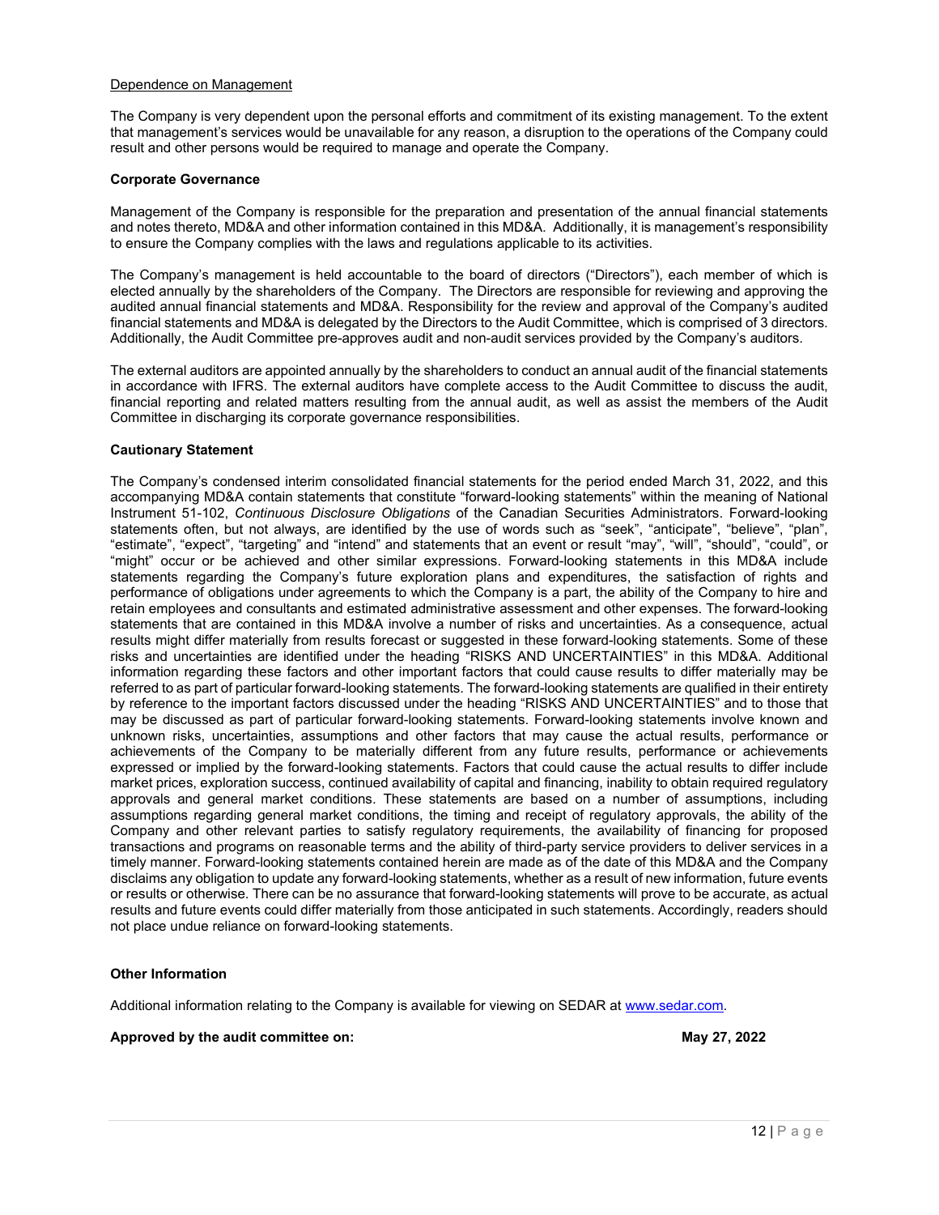Dependence on Management

The Company is very dependent upon the personal efforts and commitment of its existing management. To the extent that management's services would be unavailable for any reason, a disruption to the operations of the Company could result and other persons would be required to manage and operate the Company.

**Corporate Governance**

Management of the Company is responsible for the preparation and presentation of the annual financial statements and notes thereto, MD&A and other information contained in this MD&A. Additionally, it is management's responsibility to ensure the Company complies with the laws and regulations applicable to its activities.

The Company's management is held accountable to the board of directors ("Directors"), each member of which is elected annually by the shareholders of the Company. The Directors are responsible for reviewing and approving the audited annual financial statements and MD&A. Responsibility for the review and approval of the Company's audited financial statements and MD&A is delegated by the Directors to the Audit Committee, which is comprised of 3 directors. Additionally, the Audit Committee pre-approves audit and non-audit services provided by the Company's auditors.

The external auditors are appointed annually by the shareholders to conduct an annual audit of the financial statements in accordance with IFRS. The external auditors have complete access to the Audit Committee to discuss the audit, financial reporting and related matters resulting from the annual audit, as well as assist the members of the Audit Committee in discharging its corporate governance responsibilities.

**Cautionary Statement**

The Company's condensed interim consolidated financial statements for the period ended March 31, 2022, and this accompanying MD&A contain statements that constitute "forward-looking statements" within the meaning of National Instrument 51-102, *Continuous Disclosure Obligations* of the Canadian Securities Administrators. Forward-looking statements often, but not always, are identified by the use of words such as "seek", "anticipate", "believe", "plan", "estimate", "expect", "targeting" and "intend" and statements that an event or result "may", "will", "should", "could", or "might" occur or be achieved and other similar expressions. Forward-looking statements in this MD&A include statements regarding the Company's future exploration plans and expenditures, the satisfaction of rights and performance of obligations under agreements to which the Company is a part, the ability of the Company to hire and retain employees and consultants and estimated administrative assessment and other expenses. The forward-looking statements that are contained in this MD&A involve a number of risks and uncertainties. As a consequence, actual results might differ materially from results forecast or suggested in these forward-looking statements. Some of these risks and uncertainties are identified under the heading "RISKS AND UNCERTAINTIES" in this MD&A. Additional information regarding these factors and other important factors that could cause results to differ materially may be referred to as part of particular forward-looking statements. The forward-looking statements are qualified in their entirety by reference to the important factors discussed under the heading "RISKS AND UNCERTAINTIES" and to those that may be discussed as part of particular forward-looking statements. Forward-looking statements involve known and unknown risks, uncertainties, assumptions and other factors that may cause the actual results, performance or achievements of the Company to be materially different from any future results, performance or achievements expressed or implied by the forward-looking statements. Factors that could cause the actual results to differ include market prices, exploration success, continued availability of capital and financing, inability to obtain required regulatory approvals and general market conditions. These statements are based on a number of assumptions, including assumptions regarding general market conditions, the timing and receipt of regulatory approvals, the ability of the Company and other relevant parties to satisfy regulatory requirements, the availability of financing for proposed transactions and programs on reasonable terms and the ability of third-party service providers to deliver services in a timely manner. Forward-looking statements contained herein are made as of the date of this MD&A and the Company disclaims any obligation to update any forward-looking statements, whether as a result of new information, future events or results or otherwise. There can be no assurance that forward-looking statements will prove to be accurate, as actual results and future events could differ materially from those anticipated in such statements. Accordingly, readers should not place undue reliance on forward-looking statements.

**Other Information**

Additional information relating to the Company is available for viewing on SEDAR at www.sedar.com.

**Approved by the audit committee on:** **May 27, 2022**